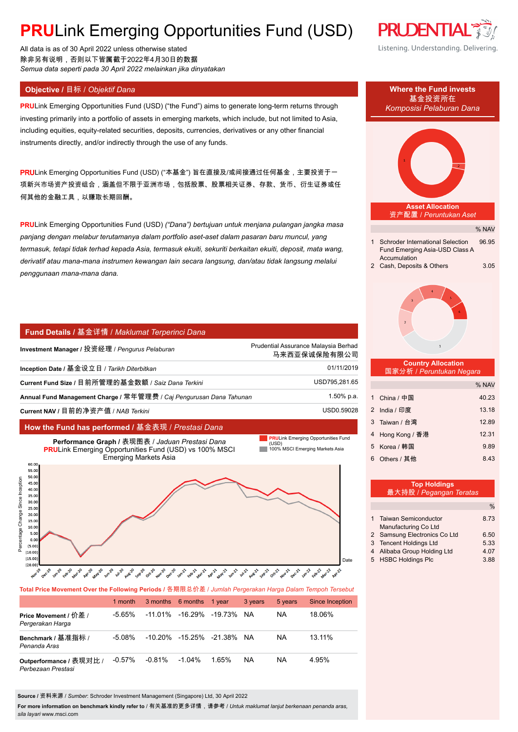# **PRU**Link Emerging Opportunities Fund (USD)

All data is as of 30 April 2022 unless otherwise stated
除非另有说明，否则以下皆属截于2022年4月30日的数据
*Semua data seperti pada 30 April 2022 melainkan jika dinyatakan*

## Objective / 目标 / *Objektif Dana*

**PRU**Link Emerging Opportunities Fund (USD) ("the Fund") aims to generate long-term returns through investing primarily into a portfolio of assets in emerging markets, which include, but not limited to Asia, including equities, equity-related securities, deposits, currencies, derivatives or any other financial instruments directly, and/or indirectly through the use of any funds.

**PRU**Link Emerging Opportunities Fund (USD) ("本基金") 旨在直接及/或间接通过任何基金，主要投资于一项新兴市场资产投资组合，涵盖但不限于亚洲市场，包括股票、股票相关证券、存款、货币、衍生证券或任何其他的金融工具，以赚取长期回酬。

**PRU**Link Emerging Opportunities Fund (USD) *("Dana") bertujuan untuk menjana pulangan jangka masa panjang dengan melabur terutamanya dalam portfolio aset-aset dalam pasaran baru muncul, yang termasuk, tetapi tidak terhad kepada Asia, termasuk ekuiti, sekuriti berkaitan ekuiti, deposit, mata wang, derivatif atau mana-mana instrumen kewangan lain secara langsung, dan/atau tidak langsung melalui penggunaan mana-mana dana.*

## Fund Details / 基金详情 / *Maklumat Terperinci Dana*

| | |
|---|---|
| **Investment Manager** / 投资经理 / *Pengurus Pelaburan* | Prudential Assurance Malaysia Berhad 马来西亚保诚保险有限公司 |
| **Inception Date** / 基金设立日 / *Tarikh Diterbitkan* | 01/11/2019 |
| **Current Fund Size** / 目前所管理的基金数额 / *Saiz Dana Terkini* | USD795,281.65 |
| **Annual Fund Management Charge** / 常年管理费 / *Caj Pengurusan Dana Tahunan* | 1.50% p.a. |
| **Current NAV** / 目前的净资产值 / *NAB Terkini* | USD0.59028 |

## How the Fund has performed / 基金表现 / *Prestasi Dana*

**Performance Graph** / 表现图表 / *Jaduan Prestasi Dana*
**PRU**Link Emerging Opportunities Fund (USD) vs 100% MSCI Emerging Markets Asia

**Total Price Movement Over the Following Periods** / 各期限总价差 / *Jumlah Pergerakan Harga Dalam Tempoh Tersebut*

| | 1 month | 3 months | 6 months | 1 year | 3 years | 5 years | Since Inception |
|---|---|---|---|---|---|---|---|
| **Price Movement** / 价差 / *Pergerakan Harga* | -5.65% | -11.01% | -16.29% | -19.73% | NA | NA | 18.06% |
| **Benchmark** / 基准指标 / *Penanda Aras* | -5.08% | -10.20% | -15.25% | -21.38% | NA | NA | 13.11% |
| **Outperformance** / 表现对比 / *Perbezaan Prestasi* | -0.57% | -0.81% | -1.04% | 1.65% | NA | NA | 4.95% |

**Source** / 资料来源 / *Sumber*: Schroder Investment Management (Singapore) Ltd, 30 April 2022

**For more information on benchmark kindly refer to** / 有关基准的更多详情，请参考 / *Untuk maklumat lanjut berkenaan penanda aras, sila layari* www.msci.com

## Where the Fund invests / 基金投资所在 / *Komposisi Pelaburan Dana*

### Asset Allocation / 资产配置 / *Peruntukan Aset*

| | | % NAV |
|---|---|---|
| 1 | Schroder International Selection Fund Emerging Asia-USD Class A Accumulation | 96.95 |
| 2 | Cash, Deposits & Others | 3.05 |

### Country Allocation / 国家分析 / *Peruntukan Negara*

| | | % NAV |
|---|---|---|
| 1 | China / 中国 | 40.23 |
| 2 | India / 印度 | 13.18 |
| 3 | Taiwan / 台湾 | 12.89 |
| 4 | Hong Kong / 香港 | 12.31 |
| 5 | Korea / 韩国 | 9.89 |
| 6 | Others / 其他 | 8.43 |

### Top Holdings / 最大持股 / *Pegangan Teratas*

| | | % |
|---|---|---|
| 1 | Taiwan Semiconductor Manufacturing Co Ltd | 8.73 |
| 2 | Samsung Electronics Co Ltd | 6.50 |
| 3 | Tencent Holdings Ltd | 5.33 |
| 4 | Alibaba Group Holding Ltd | 4.07 |
| 5 | HSBC Holdings Plc | 3.88 |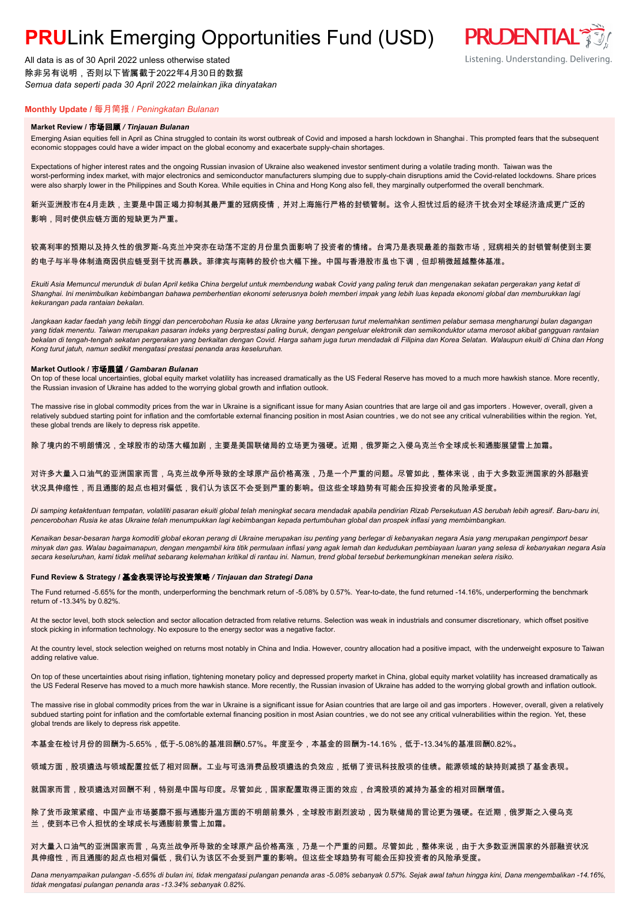# PRULink Emerging Opportunities Fund (USD)

All data is as of 30 April 2022 unless otherwise stated
除非另有说明，否则以下皆属截于2022年4月30日的数据
*Semua data seperti pada 30 April 2022 melainkan jika dinyatakan*

## Monthly Update / 每月简报 / *Peningkatan Bulanan*

### Market Review / 市场回顾 / *Tinjauan Bulanan*

Emerging Asian equities fell in April as China struggled to contain its worst outbreak of Covid and imposed a harsh lockdown in Shanghai . This prompted fears that the subsequent economic stoppages could have a wider impact on the global economy and exacerbate supply-chain shortages.

Expectations of higher interest rates and the ongoing Russian invasion of Ukraine also weakened investor sentiment during a volatile trading month. Taiwan was the worst-performing index market, with major electronics and semiconductor manufacturers slumping due to supply-chain disruptions amid the Covid-related lockdowns. Share prices were also sharply lower in the Philippines and South Korea. While equities in China and Hong Kong also fell, they marginally outperformed the overall benchmark.

新兴亚洲股市在4月走跌，主要是中国正竭力抑制其最严重的冠病疫情，并对上海施行严格的封锁管制。这令人担忧过后的经济干扰会对全球经济造成更广泛的影响，同时使供应链方面的短缺更为严重。

较高利率的预期以及持久性的俄罗斯-乌克兰冲突亦在动荡不定的月份里负面影响了投资者的情绪。台湾乃是表现最差的指数市场，冠病相关的封锁管制使到主要的电子与半导体制造商因供应链受到干扰而暴跌。菲律宾与南韩的股价也大幅下挫。中国与香港股市虽也下调，但却稍微超越整体基准。

*Ekuiti Asia Memuncul merunduk di bulan April ketika China bergelut untuk membendung wabak Covid yang paling teruk dan mengenakan sekatan pergerakan yang ketat di Shanghai. Ini menimbulkan kebimbangan bahawa pemberhentian ekonomi seterusnya boleh memberi impak yang lebih luas kepada ekonomi global dan memburukkan lagi kekurangan pada rantaian bekalan.*

*Jangkaan kadar faedah yang lebih tinggi dan pencerobohan Rusia ke atas Ukraine yang berterusan turut melemahkan sentimen pelabur semasa mengharungi bulan dagangan yang tidak menentu. Taiwan merupakan pasaran indeks yang berprestasi paling buruk, dengan pengeluar elektronik dan semikonduktor utama merosot akibat gangguan rantaian bekalan di tengah-tengah sekatan pergerakan yang berkaitan dengan Covid. Harga saham juga turun mendadak di Filipina dan Korea Selatan. Walaupun ekuiti di China dan Hong Kong turut jatuh, namun sedikit mengatasi prestasi penanda aras keseluruhan.*

### Market Outlook / 市场展望 / *Gambaran Bulanan*

On top of these local uncertainties, global equity market volatility has increased dramatically as the US Federal Reserve has moved to a much more hawkish stance. More recently, the Russian invasion of Ukraine has added to the worrying global growth and inflation outlook.

The massive rise in global commodity prices from the war in Ukraine is a significant issue for many Asian countries that are large oil and gas importers . However, overall, given a relatively subdued starting point for inflation and the comfortable external financing position in most Asian countries , we do not see any critical vulnerabilities within the region. Yet, these global trends are likely to depress risk appetite.

除了境内的不明朗情况，全球股市的动荡大幅加剧，主要是美国联储局的立场更为强硬。近期，俄罗斯之入侵乌克兰令全球成长和通膨展望雪上加霜。

对许多大量入口油气的亚洲国家而言，乌克兰战争所导致的全球原产品价格高涨，乃是一个严重的问题。尽管如此，整体来说，由于大多数亚洲国家的外部融资状况具伸缩性，而且通膨的起点也相对偏低，我们认为该区不会受到严重的影响。但这些全球趋势有可能会压抑投资者的风险承受度。

*Di samping ketaktentuan tempatan, volatiliti pasaran ekuiti global telah meningkat secara mendadak apabila pendirian Rizab Persekutuan AS berubah lebih agresif. Baru-baru ini, pencerobohan Rusia ke atas Ukraine telah menumpukkan lagi kebimbangan kepada pertumbuhan global dan prospek inflasi yang membimbangkan.*

*Kenaikan besar-besaran harga komoditi global ekoran perang di Ukraine merupakan isu penting yang berlegar di kebanyakan negara Asia yang merupakan pengimport besar minyak dan gas. Walau bagaimanapun, dengan mengambil kira titik permulaan inflasi yang agak lemah dan kedudukan pembiayaan luaran yang selesa di kebanyakan negara Asia secara keseluruhan, kami tidak melihat sebarang kelemahan kritikal di rantau ini. Namun, trend global tersebut berkemungkinan menekan selera risiko.*

### Fund Review & Strategy / 基金表现评论与投资策略 / *Tinjauan dan Strategi Dana*

The Fund returned -5.65% for the month, underperforming the benchmark return of -5.08% by 0.57%. Year-to-date, the fund returned -14.16%, underperforming the benchmark return of -13.34% by 0.82%.

At the sector level, both stock selection and sector allocation detracted from relative returns. Selection was weak in industrials and consumer discretionary, which offset positive stock picking in information technology. No exposure to the energy sector was a negative factor.

At the country level, stock selection weighed on returns most notably in China and India. However, country allocation had a positive impact, with the underweight exposure to Taiwan adding relative value.

On top of these uncertainties about rising inflation, tightening monetary policy and depressed property market in China, global equity market volatility has increased dramatically as the US Federal Reserve has moved to a much more hawkish stance. More recently, the Russian invasion of Ukraine has added to the worrying global growth and inflation outlook.

The massive rise in global commodity prices from the war in Ukraine is a significant issue for Asian countries that are large oil and gas importers . However, overall, given a relatively subdued starting point for inflation and the comfortable external financing position in most Asian countries , we do not see any critical vulnerabilities within the region. Yet, these global trends are likely to depress risk appetite.

本基金在检讨月份的回酬为-5.65%，低于-5.08%的基准回酬0.57%。年度至今，本基金的回酬为-14.16%，低于-13.34%的基准回酬0.82%。

领域方面，股项遴选与领域配置拉低了相对回酬。工业与可选消费品股项遴选的负效应，抵销了资讯科技股项的佳绩。能源领域的缺持则减损了基金表现。

就国家而言，股项遴选对回酬不利，特别是中国与印度。尽管如此，国家配置取得正面的效应，台湾股项的减持为基金的相对回酬增值。

除了货币政策紧缩、中国产业市场萎靡不振与通膨升温方面的不明朗前景外，全球股市剧烈波动，因为联储局的言论更为强硬。在近期，俄罗斯之入侵乌克兰，使到本已令人担忧的全球成长与通膨前景雪上加霜。

对大量入口油气的亚洲国家而言，乌克兰战争所导致的全球原产品价格高涨，乃是一个严重的问题。尽管如此，整体来说，由于大多数亚洲国家的外部融资状况具伸缩性，而且通膨的起点也相对偏低，我们认为该区不会受到严重的影响。但这些全球趋势有可能会压抑投资者的风险承受度。

*Dana menyampaikan pulangan -5.65% di bulan ini, tidak mengatasi pulangan penanda aras -5.08% sebanyak 0.57%. Sejak awal tahun hingga kini, Dana mengembalikan -14.16%, tidak mengatasi pulangan penanda aras -13.34% sebanyak 0.82%.*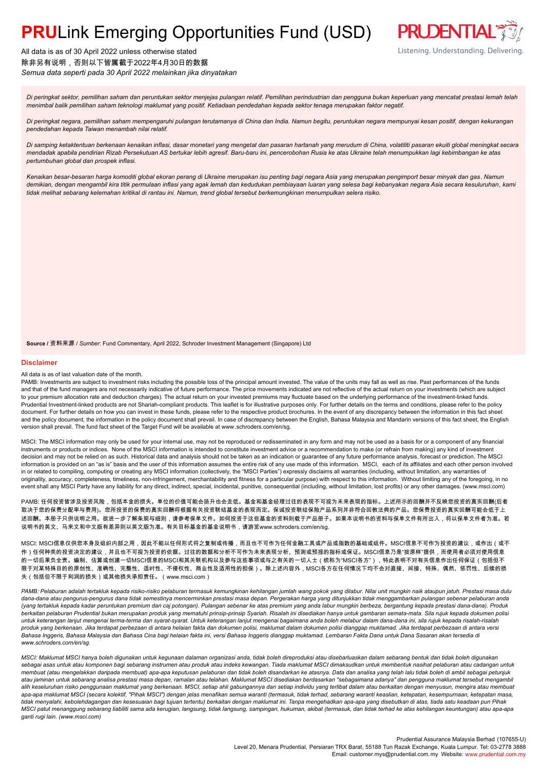# PRULink Emerging Opportunities Fund (USD)

All data is as of 30 April 2022 unless otherwise stated
除非另有说明，否则以下皆属截于2022年4月30日的数据
*Semua data seperti pada 30 April 2022 melainkan jika dinyatakan*

*Di peringkat sektor, pemilihan saham dan peruntukan sektor menjejas pulangan relatif. Pemilihan perindustrian dan pengguna bukan keperluan yang mencatat prestasi lemah telah menimbal balik pemilihan saham teknologi maklumat yang positif. Ketiadaan pendedahan kepada sektor tenaga merupakan faktor negatif.*

*Di peringkat negara, pemilihan saham mempengaruhi pulangan terutamanya di China dan India. Namun begitu, peruntukan negara mempunyai kesan positif, dengan kekurangan pendedahan kepada Taiwan menambah nilai relatif.*

*Di samping ketaktentuan berkenaan kenaikan inflasi, dasar monetari yang mengetat dan pasaran hartanah yang merudum di China, volatiliti pasaran ekuiti global meningkat secara mendadak apabila pendirian Rizab Persekutuan AS bertukar lebih agresif. Baru-baru ini, pencerobohan Rusia ke atas Ukraine telah menumpukkan lagi kebimbangan ke atas pertumbuhan global dan prospek inflasi.*

*Kenaikan besar-besaran harga komoditi global ekoran perang di Ukraine merupakan isu penting bagi negara Asia yang merupakan pengimport besar minyak dan gas. Namun demikian, dengan mengambil kira titik permulaan inflasi yang agak lemah dan kedudukan pembiayaan luaran yang selesa bagi kebanyakan negara Asia secara kesuluruhan, kami tidak melihat sebarang kelemahan kritikal di rantau ini. Namun, trend global tersebut berkemungkinan menumpulkan selera risiko.*

**Source** / 资料来源 / *Sumber*: Fund Commentary, April 2022, Schroder Investment Management (Singapore) Ltd

## Disclaimer

All data is as of last valuation date of the month.

PAMB: Investments are subject to investment risks including the possible loss of the principal amount invested. The value of the units may fall as well as rise. Past performances of the funds and that of the fund managers are not necessarily indicative of future performance. The price movements indicated are not reflective of the actual return on your investments (which are subject to your premium allocation rate and deduction charges). The actual return on your invested premiums may fluctuate based on the underlying performance of the investment-linked funds. Prudential Investment-linked products are not Shariah-compliant products. This leaflet is for illustrative purposes only. For further details on the terms and conditions, please refer to the policy document. For further details on how you can invest in these funds, please refer to the respective product brochures. In the event of any discrepancy between the information in this fact sheet and the policy document, the information in the policy document shall prevail. In case of discrepancy between the English, Bahasa Malaysia and Mandarin versions of this fact sheet, the English version shall prevail. The fund fact sheet of the Target Fund will be available at www.schroders.com/en/sg.

MSCI: The MSCI information may only be used for your internal use, may not be reproduced or redisseminated in any form and may not be used as a basis for or a component of any financial instruments or products or indices. None of the MSCI information is intended to constitute investment advice or a recommendation to make (or refrain from making) any kind of investment decision and may not be relied on as such. Historical data and analysis should not be taken as an indication or guarantee of any future performance analysis, forecast or prediction. The MSCI information is provided on an "as is" basis and the user of this information assumes the entire risk of any use made of this information. MSCI, each of its affiliates and each other person involved in or related to compiling, computing or creating any MSCI information (collectively, the "MSCI Parties") expressly disclaims all warranties (including, without limitation, any warranties of originality, accuracy, completeness, timeliness, non-infringement, merchantability and fitness for a particular purpose) with respect to this information. Without limiting any of the foregoing, in no event shall any MSCI Party have any liability for any direct, indirect, special, incidental, punitive, consequential (including, without limitation, lost profits) or any other damages. (www.msci.com)

PAMB: 任何投资皆涉及投资风险，包括本金的损失。单位的价值可能会扬升也会走低。基金和基金经理过往的表现不可视为未来表现的指标。上述所示的回酬并不反映您投资的真实回酬(后者取决于您的保费分配率与费用)。您所投资的保费的真实回酬将根据有关投资联结基金的表现而定。保诚投资联结保险产品系列并非符合回教法典的产品。您保费投资的真实回酬可能会低于上述回酬。本册子只供说明之用。欲进一步了解条规与细则，请参考保单文件。如何投资于这些基金的资料则载于产品册子。如果本说明书的资料与保单文件有所出入，将以保单文件者为准。若说明书的英文、马来文和中文版有差异则以英文版为准。有关目标基金的基金说明书，请游览www.schroders.com/en/sg.

MSCI: MSCI信息仅供您本身及组织内部之用，因此不能以任何形式将之复制或传播，而且也不可作为任何金融工具或产品或指数的基础或组件。MSCI信息不可作为投资的建议，或作出（或不作）任何种类的投资决定的建议，并且也不可视为投资的依据。过往的数据和分析不可作为未来表现分析、预测或预報的指标或保证。MSCI信息乃是"按原样"提供，而使用者必须对使用信息的一切后果负全责。编制、估算或创建一切MSCI信息的MSCI和其关联机构以及参与这些事项或与之有关的一切人士（统称为"MSCI各方"），特此表明不对有关信息作出任何保证（包括但不限于对某特殊目的的原创性、准确性、完整性、适时性、不侵权性、商业性及适用性的担保）。除上述内容外，MSCI各方在任何情况下均不会对直接、间接、特殊、偶然、惩罚性、后续的损失（包括但不限于利润的损失）或其他损失承担责任。（www.msci.com）

*PAMB: Pelaburan adalah tertakluk kepada risiko-risiko pelaburan termasuk kemungkinan kehilangan jumlah wang pokok yang dilabur. Nilai unit mungkin naik ataupun jatuh. Prestasi masa dulu dana-dana atau pengurus-pengurus dana tidak semestinya mencerminkan prestasi masa depan. Pergerakan harga yang ditunjukkan tidak menggambarkan pulangan sebenar pelaburan anda (yang tertakluk kepada kadar peruntukan premium dan caj potongan). Pulangan sebenar ke atas premium yang anda labur mungkin berbeza, bergantung kepada prestasi dana-dana). Produk berkaitan pelaburan Prudential bukan merupakan produk yang mematuhi prinsip-prinsip Syariah. Risalah ini disediakan hanya untuk gambaran semata-mata. Sila rujuk kepada dokumen polisi untuk keterangan lanjut mengenai terma-terma dan syarat-syarat. Untuk keterangan lanjut mengenai bagaimana anda boleh melabur dalam dana-dana ini, sila rujuk kepada risalah-risalah produk yang berkenaan. Jika terdapat perbezaan di antara helaian fakta dan dokumen polisi, maklumat dalam dokumen polisi dianggap muktamad. Jika terdapat perbezaan di antara versi Bahasa Inggeris, Bahasa Malaysia dan Bahasa Cina bagi helaian fakta ini, versi Bahasa Inggeris dianggap muktamad. Lembaran Fakta Dana untuk Dana Sasaran akan tersedia di www.schroders.com/en/sg.*

*MSCI: Maklumat MSCI hanya boleh digunakan untuk kegunaan dalaman organizasi anda, tidak boleh direproduksi atau disebarluaskan dalam sebarang bentuk dan tidak boleh digunakan sebagai asas untuk atau komponen bagi sebarang instrumen atau produk atau indeks kewangan. Tiada maklumat MSCI dimaksudkan untuk membentuk nasihat pelaburan atau cadangan untuk membuat (atau mengelakkan daripada membuat) apa-apa keputusan pelaburan dan tidak boleh disandarkan ke atasnya. Data dan analisa yang telah lalu tidak boleh di ambil sebagai petunjuk atau jaminan untuk sebarang analisa prestasi masa depan, ramalan atau telahan. Maklumat MSCI disediakan berdasarkan "sebagaimana adanya" dan pengguna maklumat tersebut mengambil alih keseluruhan risiko penggunaan maklumat yang berkenaan. MSCI, setiap ahli gabungannya dan setiap individu yang terlibat dalam atau berkaitan dengan menyusun, mengira atau membuat apa-apa maklumat MSCI (secara kolektif, "Pihak MSCI") dengan jelas menafikan semua waranti (termasuk, tidak terhad, sebarang waranti keaslian, ketepatan, kesempurnaan, ketepatan masa, tidak menyalahi, kebolehdagangan dan kesesuaian bagi tujuan tertentu) berkaitan dengan maklumat ini. Tanpa mengehadkan apa-apa yang disebutkan di atas, tiada satu keadaan pun Pihak MSCI patut menanggung sebarang liabiliti sama ada kerugian, langsung, tidak langsung, sampingan, hukuman, akibat (termasuk, dan tidak terhad ke atas kehilangan keuntungan) atau apa-apa ganti rugi lain. (www.msci.com)*

Prudential Assurance Malaysia Berhad (107655-U)
Level 20, Menara Prudential, Persiaran TRX Barat, 55188 Tun Razak Exchange, Kuala Lumpur. Tel: 03-2778 3888
Email: customer.mys@prudential.com.my Website: www.prudential.com.my